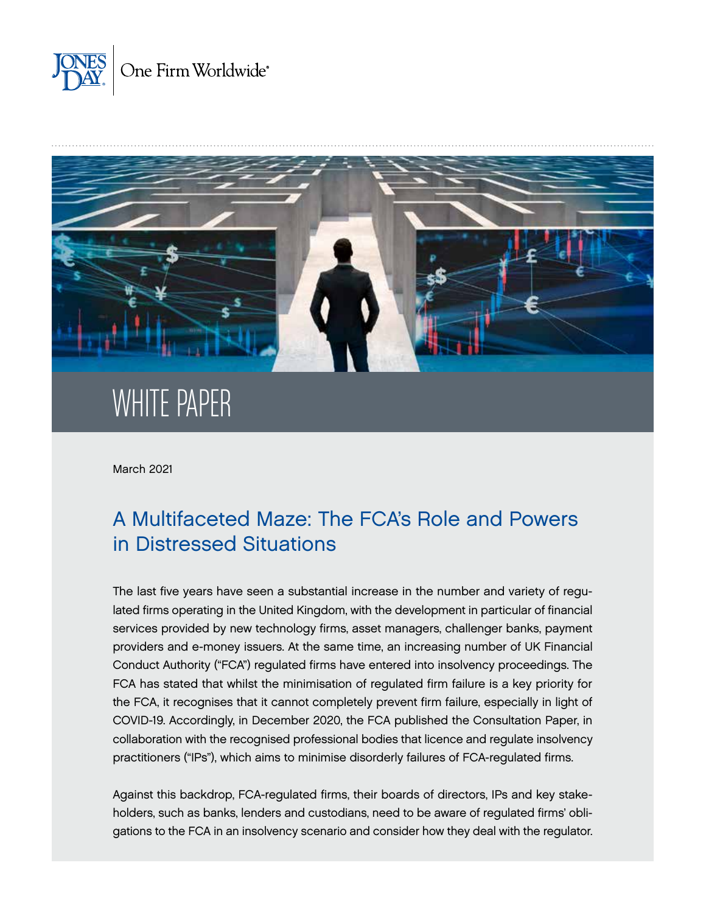JONES DAY | One Firm Worldwide®

# WHITE PAPER

March 2021

## A Multifaceted Maze: The FCA's Role and Powers in Distressed Situations

The last five years have seen a substantial increase in the number and variety of regulated firms operating in the United Kingdom, with the development in particular of financial services provided by new technology firms, asset managers, challenger banks, payment providers and e-money issuers. At the same time, an increasing number of UK Financial Conduct Authority ("FCA") regulated firms have entered into insolvency proceedings. The FCA has stated that whilst the minimisation of regulated firm failure is a key priority for the FCA, it recognises that it cannot completely prevent firm failure, especially in light of COVID-19. Accordingly, in December 2020, the FCA published the Consultation Paper, in collaboration with the recognised professional bodies that licence and regulate insolvency practitioners ("IPs"), which aims to minimise disorderly failures of FCA-regulated firms.

Against this backdrop, FCA-regulated firms, their boards of directors, IPs and key stakeholders, such as banks, lenders and custodians, need to be aware of regulated firms' obligations to the FCA in an insolvency scenario and consider how they deal with the regulator.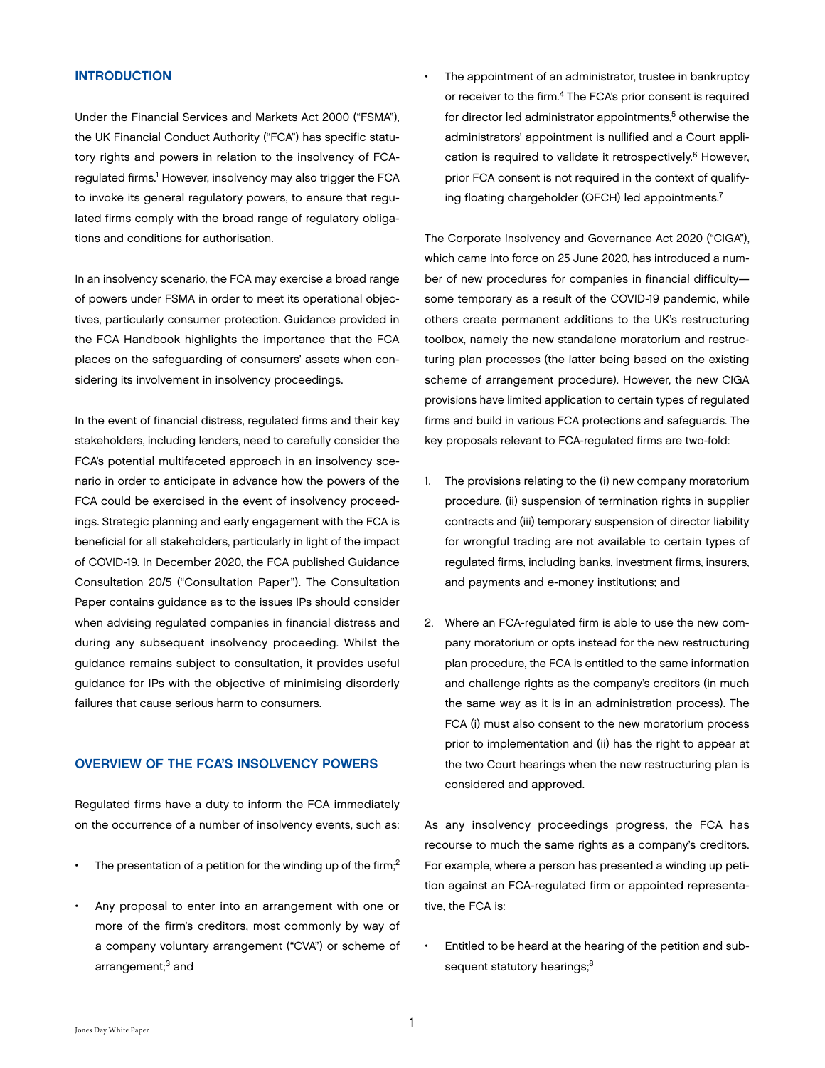## INTRODUCTION

Under the Financial Services and Markets Act 2000 ("FSMA"), the UK Financial Conduct Authority ("FCA") has specific statutory rights and powers in relation to the insolvency of FCA-regulated firms.[1] However, insolvency may also trigger the FCA to invoke its general regulatory powers, to ensure that regulated firms comply with the broad range of regulatory obligations and conditions for authorisation.

In an insolvency scenario, the FCA may exercise a broad range of powers under FSMA in order to meet its operational objectives, particularly consumer protection. Guidance provided in the FCA Handbook highlights the importance that the FCA places on the safeguarding of consumers' assets when considering its involvement in insolvency proceedings.

In the event of financial distress, regulated firms and their key stakeholders, including lenders, need to carefully consider the FCA's potential multifaceted approach in an insolvency scenario in order to anticipate in advance how the powers of the FCA could be exercised in the event of insolvency proceedings. Strategic planning and early engagement with the FCA is beneficial for all stakeholders, particularly in light of the impact of COVID-19. In December 2020, the FCA published Guidance Consultation 20/5 ("Consultation Paper"). The Consultation Paper contains guidance as to the issues IPs should consider when advising regulated companies in financial distress and during any subsequent insolvency proceeding. Whilst the guidance remains subject to consultation, it provides useful guidance for IPs with the objective of minimising disorderly failures that cause serious harm to consumers.

## OVERVIEW OF THE FCA'S INSOLVENCY POWERS

Regulated firms have a duty to inform the FCA immediately on the occurrence of a number of insolvency events, such as:

- The presentation of a petition for the winding up of the firm;[2]
- Any proposal to enter into an arrangement with one or more of the firm's creditors, most commonly by way of a company voluntary arrangement ("CVA") or scheme of arrangement;[3] and
- The appointment of an administrator, trustee in bankruptcy or receiver to the firm.[4] The FCA's prior consent is required for director led administrator appointments,[5] otherwise the administrators' appointment is nullified and a Court application is required to validate it retrospectively.[6] However, prior FCA consent is not required in the context of qualifying floating chargeholder (QFCH) led appointments.[7]

The Corporate Insolvency and Governance Act 2020 ("CIGA"), which came into force on 25 June 2020, has introduced a number of new procedures for companies in financial difficulty—some temporary as a result of the COVID-19 pandemic, while others create permanent additions to the UK's restructuring toolbox, namely the new standalone moratorium and restructuring plan processes (the latter being based on the existing scheme of arrangement procedure). However, the new CIGA provisions have limited application to certain types of regulated firms and build in various FCA protections and safeguards. The key proposals relevant to FCA-regulated firms are two-fold:

1. The provisions relating to the (i) new company moratorium procedure, (ii) suspension of termination rights in supplier contracts and (iii) temporary suspension of director liability for wrongful trading are not available to certain types of regulated firms, including banks, investment firms, insurers, and payments and e-money institutions; and
2. Where an FCA-regulated firm is able to use the new company moratorium or opts instead for the new restructuring plan procedure, the FCA is entitled to the same information and challenge rights as the company's creditors (in much the same way as it is in an administration process). The FCA (i) must also consent to the new moratorium process prior to implementation and (ii) has the right to appear at the two Court hearings when the new restructuring plan is considered and approved.

As any insolvency proceedings progress, the FCA has recourse to much the same rights as a company's creditors. For example, where a person has presented a winding up petition against an FCA-regulated firm or appointed representative, the FCA is:

- Entitled to be heard at the hearing of the petition and subsequent statutory hearings;[8]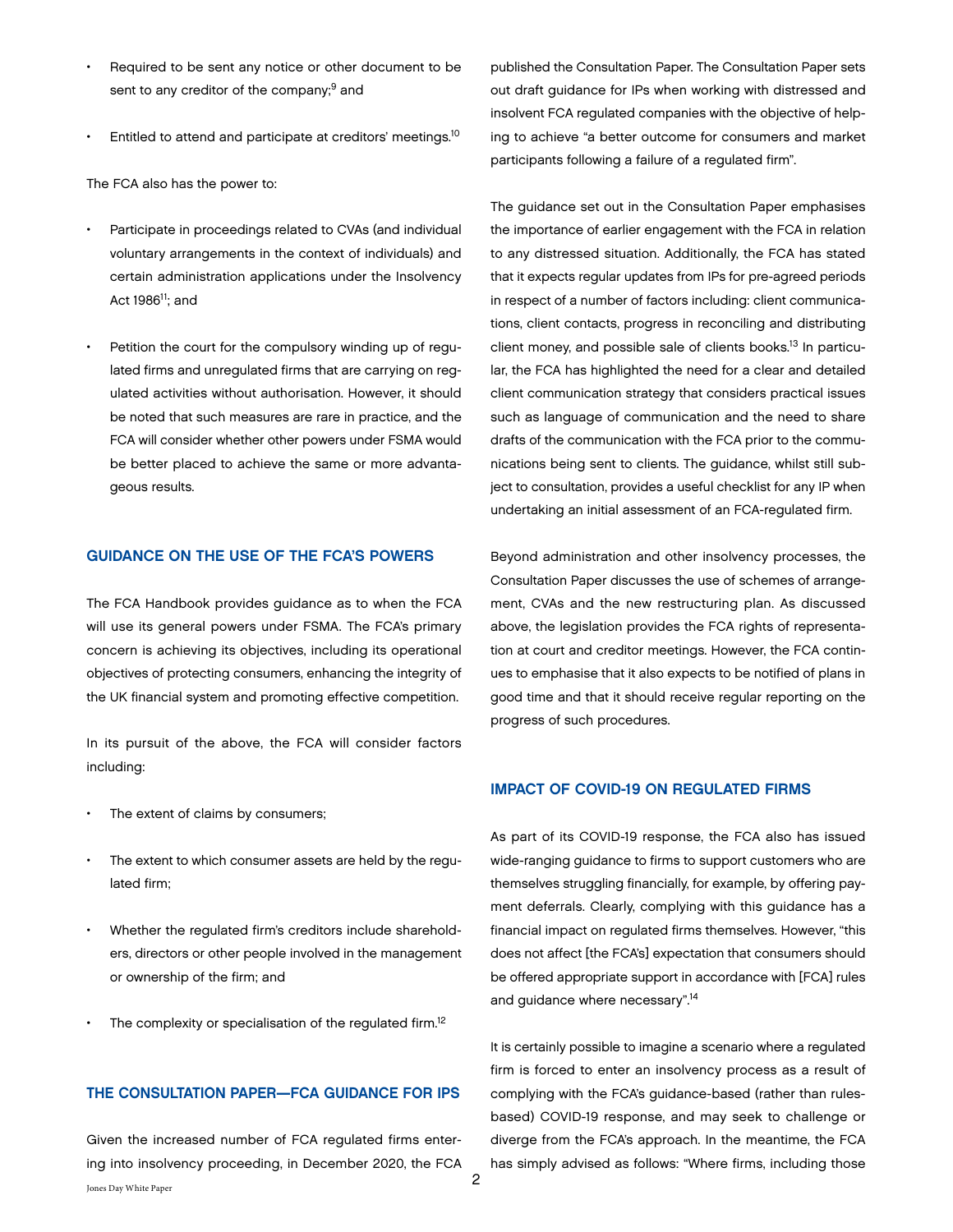- Required to be sent any notice or other document to be sent to any creditor of the company;[9] and
- Entitled to attend and participate at creditors' meetings.[10]

The FCA also has the power to:

- Participate in proceedings related to CVAs (and individual voluntary arrangements in the context of individuals) and certain administration applications under the Insolvency Act 1986[11]; and
- Petition the court for the compulsory winding up of regulated firms and unregulated firms that are carrying on regulated activities without authorisation. However, it should be noted that such measures are rare in practice, and the FCA will consider whether other powers under FSMA would be better placed to achieve the same or more advantageous results.

## GUIDANCE ON THE USE OF THE FCA'S POWERS

The FCA Handbook provides guidance as to when the FCA will use its general powers under FSMA. The FCA's primary concern is achieving its objectives, including its operational objectives of protecting consumers, enhancing the integrity of the UK financial system and promoting effective competition.

In its pursuit of the above, the FCA will consider factors including:

- The extent of claims by consumers;
- The extent to which consumer assets are held by the regulated firm;
- Whether the regulated firm's creditors include shareholders, directors or other people involved in the management or ownership of the firm; and
- The complexity or specialisation of the regulated firm.[12]

## THE CONSULTATION PAPER—FCA GUIDANCE FOR IPS

Given the increased number of FCA regulated firms entering into insolvency proceeding, in December 2020, the FCA published the Consultation Paper. The Consultation Paper sets out draft guidance for IPs when working with distressed and insolvent FCA regulated companies with the objective of helping to achieve "a better outcome for consumers and market participants following a failure of a regulated firm".

The guidance set out in the Consultation Paper emphasises the importance of earlier engagement with the FCA in relation to any distressed situation. Additionally, the FCA has stated that it expects regular updates from IPs for pre-agreed periods in respect of a number of factors including: client communications, client contacts, progress in reconciling and distributing client money, and possible sale of clients books.[13] In particular, the FCA has highlighted the need for a clear and detailed client communication strategy that considers practical issues such as language of communication and the need to share drafts of the communication with the FCA prior to the communications being sent to clients. The guidance, whilst still subject to consultation, provides a useful checklist for any IP when undertaking an initial assessment of an FCA-regulated firm.

Beyond administration and other insolvency processes, the Consultation Paper discusses the use of schemes of arrangement, CVAs and the new restructuring plan. As discussed above, the legislation provides the FCA rights of representation at court and creditor meetings. However, the FCA continues to emphasise that it also expects to be notified of plans in good time and that it should receive regular reporting on the progress of such procedures.

## IMPACT OF COVID-19 ON REGULATED FIRMS

As part of its COVID-19 response, the FCA also has issued wide-ranging guidance to firms to support customers who are themselves struggling financially, for example, by offering payment deferrals. Clearly, complying with this guidance has a financial impact on regulated firms themselves. However, "this does not affect [the FCA's] expectation that consumers should be offered appropriate support in accordance with [FCA] rules and guidance where necessary".[14]

It is certainly possible to imagine a scenario where a regulated firm is forced to enter an insolvency process as a result of complying with the FCA's guidance-based (rather than rules-based) COVID-19 response, and may seek to challenge or diverge from the FCA's approach. In the meantime, the FCA has simply advised as follows: "Where firms, including those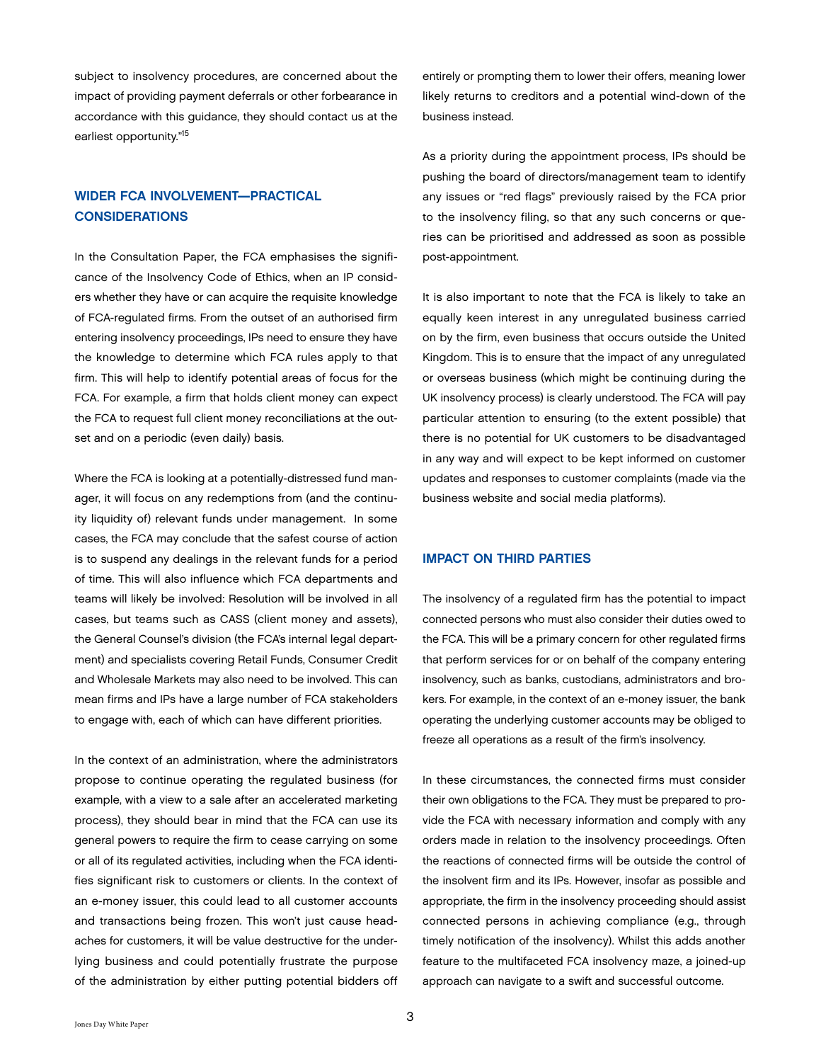subject to insolvency procedures, are concerned about the impact of providing payment deferrals or other forbearance in accordance with this guidance, they should contact us at the earliest opportunity."[15]

## WIDER FCA INVOLVEMENT—PRACTICAL CONSIDERATIONS

In the Consultation Paper, the FCA emphasises the significance of the Insolvency Code of Ethics, when an IP considers whether they have or can acquire the requisite knowledge of FCA-regulated firms. From the outset of an authorised firm entering insolvency proceedings, IPs need to ensure they have the knowledge to determine which FCA rules apply to that firm. This will help to identify potential areas of focus for the FCA. For example, a firm that holds client money can expect the FCA to request full client money reconciliations at the outset and on a periodic (even daily) basis.

Where the FCA is looking at a potentially-distressed fund manager, it will focus on any redemptions from (and the continuity liquidity of) relevant funds under management. In some cases, the FCA may conclude that the safest course of action is to suspend any dealings in the relevant funds for a period of time. This will also influence which FCA departments and teams will likely be involved: Resolution will be involved in all cases, but teams such as CASS (client money and assets), the General Counsel's division (the FCA's internal legal department) and specialists covering Retail Funds, Consumer Credit and Wholesale Markets may also need to be involved. This can mean firms and IPs have a large number of FCA stakeholders to engage with, each of which can have different priorities.

In the context of an administration, where the administrators propose to continue operating the regulated business (for example, with a view to a sale after an accelerated marketing process), they should bear in mind that the FCA can use its general powers to require the firm to cease carrying on some or all of its regulated activities, including when the FCA identifies significant risk to customers or clients. In the context of an e-money issuer, this could lead to all customer accounts and transactions being frozen. This won't just cause headaches for customers, it will be value destructive for the underlying business and could potentially frustrate the purpose of the administration by either putting potential bidders off entirely or prompting them to lower their offers, meaning lower likely returns to creditors and a potential wind-down of the business instead.

As a priority during the appointment process, IPs should be pushing the board of directors/management team to identify any issues or "red flags" previously raised by the FCA prior to the insolvency filing, so that any such concerns or queries can be prioritised and addressed as soon as possible post-appointment.

It is also important to note that the FCA is likely to take an equally keen interest in any unregulated business carried on by the firm, even business that occurs outside the United Kingdom. This is to ensure that the impact of any unregulated or overseas business (which might be continuing during the UK insolvency process) is clearly understood. The FCA will pay particular attention to ensuring (to the extent possible) that there is no potential for UK customers to be disadvantaged in any way and will expect to be kept informed on customer updates and responses to customer complaints (made via the business website and social media platforms).

## IMPACT ON THIRD PARTIES

The insolvency of a regulated firm has the potential to impact connected persons who must also consider their duties owed to the FCA. This will be a primary concern for other regulated firms that perform services for or on behalf of the company entering insolvency, such as banks, custodians, administrators and brokers. For example, in the context of an e-money issuer, the bank operating the underlying customer accounts may be obliged to freeze all operations as a result of the firm's insolvency.

In these circumstances, the connected firms must consider their own obligations to the FCA. They must be prepared to provide the FCA with necessary information and comply with any orders made in relation to the insolvency proceedings. Often the reactions of connected firms will be outside the control of the insolvent firm and its IPs. However, insofar as possible and appropriate, the firm in the insolvency proceeding should assist connected persons in achieving compliance (e.g., through timely notification of the insolvency). Whilst this adds another feature to the multifaceted FCA insolvency maze, a joined-up approach can navigate to a swift and successful outcome.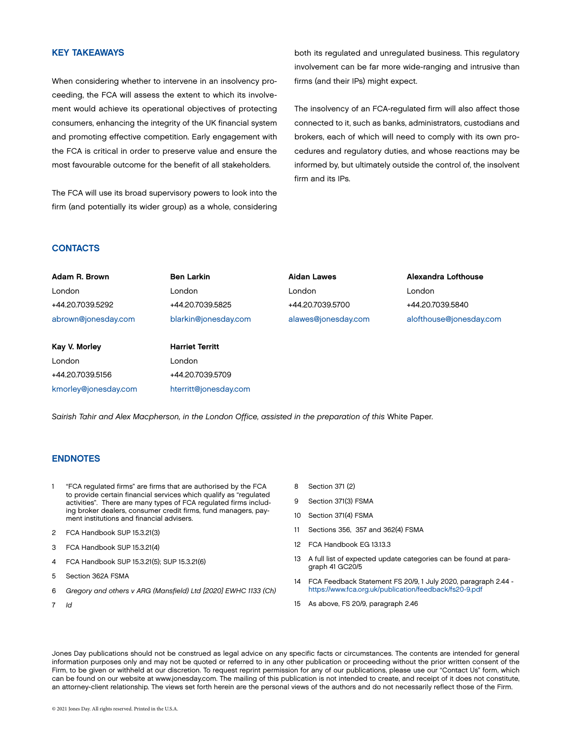## KEY TAKEAWAYS

When considering whether to intervene in an insolvency proceeding, the FCA will assess the extent to which its involvement would achieve its operational objectives of protecting consumers, enhancing the integrity of the UK financial system and promoting effective competition. Early engagement with the FCA is critical in order to preserve value and ensure the most favourable outcome for the benefit of all stakeholders.

The FCA will use its broad supervisory powers to look into the firm (and potentially its wider group) as a whole, considering both its regulated and unregulated business. This regulatory involvement can be far more wide-ranging and intrusive than firms (and their IPs) might expect.

The insolvency of an FCA-regulated firm will also affect those connected to it, such as banks, administrators, custodians and brokers, each of which will need to comply with its own procedures and regulatory duties, and whose reactions may be informed by, but ultimately outside the control of, the insolvent firm and its IPs.

## CONTACTS

**Adam R. Brown**
London
+44.20.7039.5292
abrown@jonesday.com

**Ben Larkin**
London
+44.20.7039.5825
blarkin@jonesday.com

**Aidan Lawes**
London
+44.20.7039.5700
alawes@jonesday.com

**Alexandra Lofthouse**
London
+44.20.7039.5840
alofthouse@jonesday.com

**Kay V. Morley**
London
+44.20.7039.5156
kmorley@jonesday.com

**Harriet Territt**
London
+44.20.7039.5709
hterritt@jonesday.com

*Sairish Tahir and Alex Macpherson, in the London Office, assisted in the preparation of this* White Paper.

## ENDNOTES

1. "FCA regulated firms" are firms that are authorised by the FCA to provide certain financial services which qualify as "regulated activities". There are many types of FCA regulated firms including broker dealers, consumer credit firms, fund managers, payment institutions and financial advisers.
2. FCA Handbook SUP 15.3.21(3)
3. FCA Handbook SUP 15.3.21(4)
4. FCA Handbook SUP 15.3.21(5); SUP 15.3.21(6)
5. Section 362A FSMA
6. *Gregory and others v ARG (Mansfield) Ltd [2020] EWHC 1133 (Ch)*
7. *Id*
8. Section 371 (2)
9. Section 371(3) FSMA
10. Section 371(4) FSMA
11. Sections 356, 357 and 362(4) FSMA
12. FCA Handbook EG 13.13.3
13. A full list of expected update categories can be found at paragraph 41 GC20/5
14. FCA Feedback Statement FS 20/9, 1 July 2020, paragraph 2.44 - https://www.fca.org.uk/publication/feedback/fs20-9.pdf
15. As above, FS 20/9, paragraph 2.46

Jones Day publications should not be construed as legal advice on any specific facts or circumstances. The contents are intended for general information purposes only and may not be quoted or referred to in any other publication or proceeding without the prior written consent of the Firm, to be given or withheld at our discretion. To request reprint permission for any of our publications, please use our "Contact Us" form, which can be found on our website at www.jonesday.com. The mailing of this publication is not intended to create, and receipt of it does not constitute, an attorney-client relationship. The views set forth herein are the personal views of the authors and do not necessarily reflect those of the Firm.

© 2021 Jones Day. All rights reserved. Printed in the U.S.A.